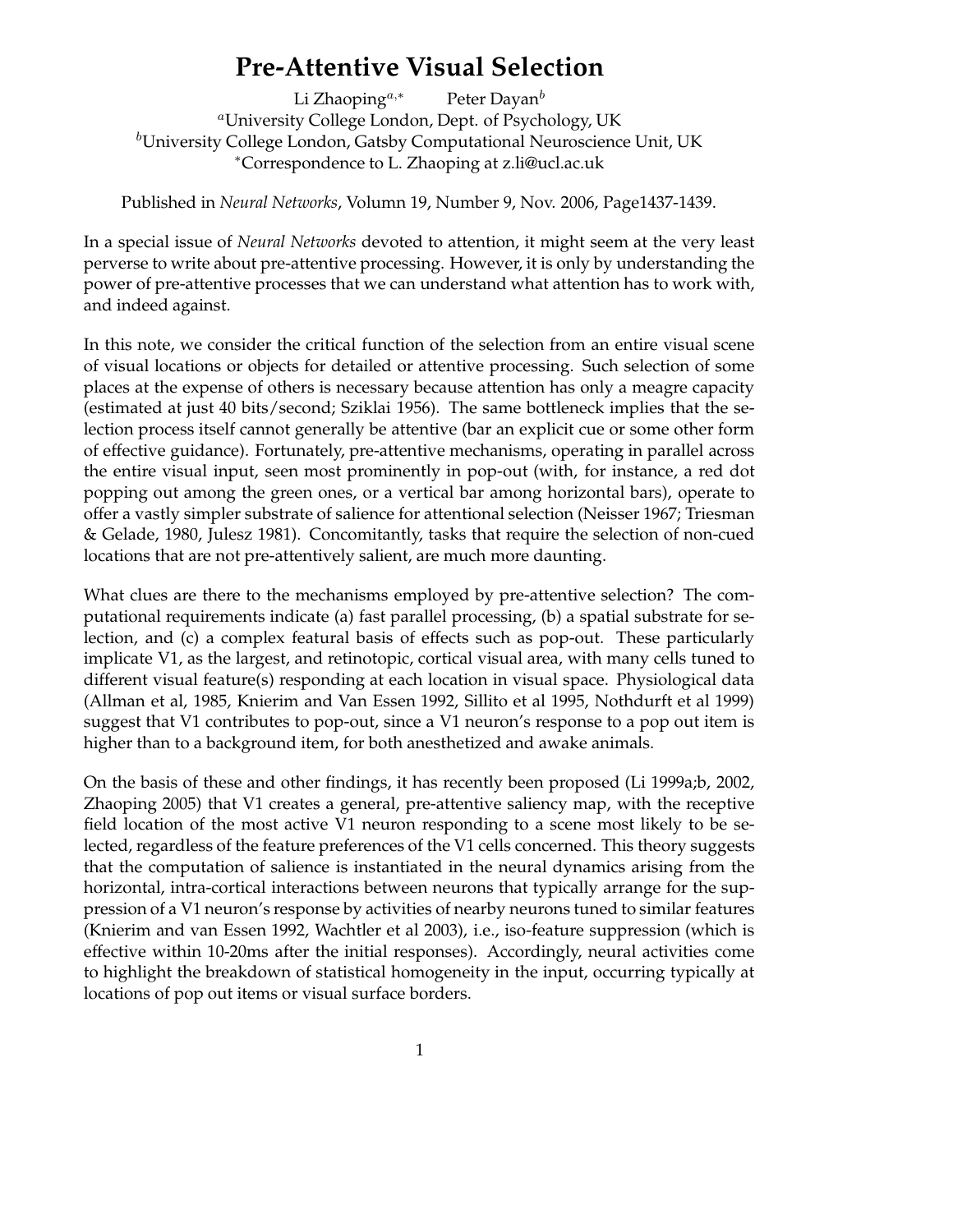# Pre-Attentive Visual Selection

Li Zhaoping[a,*] Peter Dayan[b]

[a]University College London, Dept. of Psychology, UK

[b]University College London, Gatsby Computational Neuroscience Unit, UK

[*]Correspondence to L. Zhaoping at z.li@ucl.ac.uk

Published in *Neural Networks*, Volumn 19, Number 9, Nov. 2006, Page1437-1439.

In a special issue of *Neural Networks* devoted to attention, it might seem at the very least perverse to write about pre-attentive processing. However, it is only by understanding the power of pre-attentive processes that we can understand what attention has to work with, and indeed against.

In this note, we consider the critical function of the selection from an entire visual scene of visual locations or objects for detailed or attentive processing. Such selection of some places at the expense of others is necessary because attention has only a meagre capacity (estimated at just 40 bits/second; Sziklai 1956). The same bottleneck implies that the selection process itself cannot generally be attentive (bar an explicit cue or some other form of effective guidance). Fortunately, pre-attentive mechanisms, operating in parallel across the entire visual input, seen most prominently in pop-out (with, for instance, a red dot popping out among the green ones, or a vertical bar among horizontal bars), operate to offer a vastly simpler substrate of salience for attentional selection (Neisser 1967; Triesman & Gelade, 1980, Julesz 1981). Concomitantly, tasks that require the selection of non-cued locations that are not pre-attentively salient, are much more daunting.

What clues are there to the mechanisms employed by pre-attentive selection? The computational requirements indicate (a) fast parallel processing, (b) a spatial substrate for selection, and (c) a complex featural basis of effects such as pop-out. These particularly implicate V1, as the largest, and retinotopic, cortical visual area, with many cells tuned to different visual feature(s) responding at each location in visual space. Physiological data (Allman et al, 1985, Knierim and Van Essen 1992, Sillito et al 1995, Nothdurft et al 1999) suggest that V1 contributes to pop-out, since a V1 neuron's response to a pop out item is higher than to a background item, for both anesthetized and awake animals.

On the basis of these and other findings, it has recently been proposed (Li 1999a;b, 2002, Zhaoping 2005) that V1 creates a general, pre-attentive saliency map, with the receptive field location of the most active V1 neuron responding to a scene most likely to be selected, regardless of the feature preferences of the V1 cells concerned. This theory suggests that the computation of salience is instantiated in the neural dynamics arising from the horizontal, intra-cortical interactions between neurons that typically arrange for the suppression of a V1 neuron's response by activities of nearby neurons tuned to similar features (Knierim and van Essen 1992, Wachtler et al 2003), i.e., iso-feature suppression (which is effective within 10-20ms after the initial responses). Accordingly, neural activities come to highlight the breakdown of statistical homogeneity in the input, occurring typically at locations of pop out items or visual surface borders.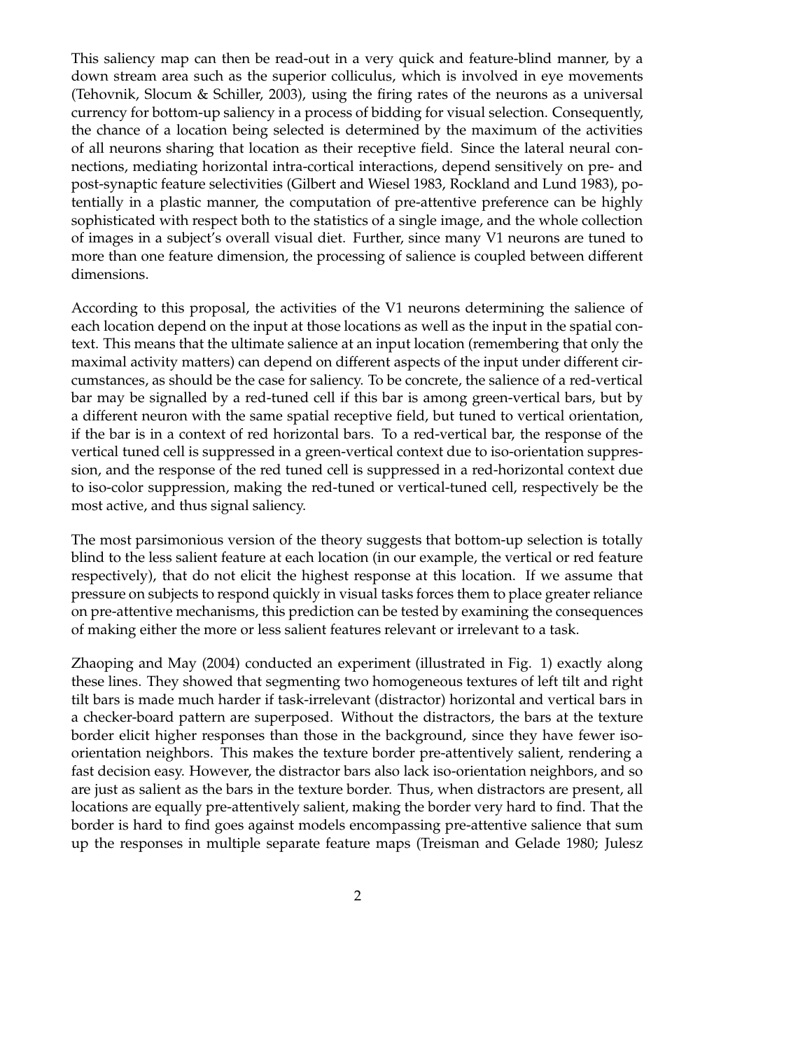This saliency map can then be read-out in a very quick and feature-blind manner, by a down stream area such as the superior colliculus, which is involved in eye movements (Tehovnik, Slocum & Schiller, 2003), using the firing rates of the neurons as a universal currency for bottom-up saliency in a process of bidding for visual selection. Consequently, the chance of a location being selected is determined by the maximum of the activities of all neurons sharing that location as their receptive field. Since the lateral neural connections, mediating horizontal intra-cortical interactions, depend sensitively on pre- and post-synaptic feature selectivities (Gilbert and Wiesel 1983, Rockland and Lund 1983), potentially in a plastic manner, the computation of pre-attentive preference can be highly sophisticated with respect both to the statistics of a single image, and the whole collection of images in a subject's overall visual diet. Further, since many V1 neurons are tuned to more than one feature dimension, the processing of salience is coupled between different dimensions.

According to this proposal, the activities of the V1 neurons determining the salience of each location depend on the input at those locations as well as the input in the spatial context. This means that the ultimate salience at an input location (remembering that only the maximal activity matters) can depend on different aspects of the input under different circumstances, as should be the case for saliency. To be concrete, the salience of a red-vertical bar may be signalled by a red-tuned cell if this bar is among green-vertical bars, but by a different neuron with the same spatial receptive field, but tuned to vertical orientation, if the bar is in a context of red horizontal bars. To a red-vertical bar, the response of the vertical tuned cell is suppressed in a green-vertical context due to iso-orientation suppression, and the response of the red tuned cell is suppressed in a red-horizontal context due to iso-color suppression, making the red-tuned or vertical-tuned cell, respectively be the most active, and thus signal saliency.

The most parsimonious version of the theory suggests that bottom-up selection is totally blind to the less salient feature at each location (in our example, the vertical or red feature respectively), that do not elicit the highest response at this location. If we assume that pressure on subjects to respond quickly in visual tasks forces them to place greater reliance on pre-attentive mechanisms, this prediction can be tested by examining the consequences of making either the more or less salient features relevant or irrelevant to a task.

Zhaoping and May (2004) conducted an experiment (illustrated in Fig. 1) exactly along these lines. They showed that segmenting two homogeneous textures of left tilt and right tilt bars is made much harder if task-irrelevant (distractor) horizontal and vertical bars in a checker-board pattern are superposed. Without the distractors, the bars at the texture border elicit higher responses than those in the background, since they have fewer iso-orientation neighbors. This makes the texture border pre-attentively salient, rendering a fast decision easy. However, the distractor bars also lack iso-orientation neighbors, and so are just as salient as the bars in the texture border. Thus, when distractors are present, all locations are equally pre-attentively salient, making the border very hard to find. That the border is hard to find goes against models encompassing pre-attentive salience that sum up the responses in multiple separate feature maps (Treisman and Gelade 1980; Julesz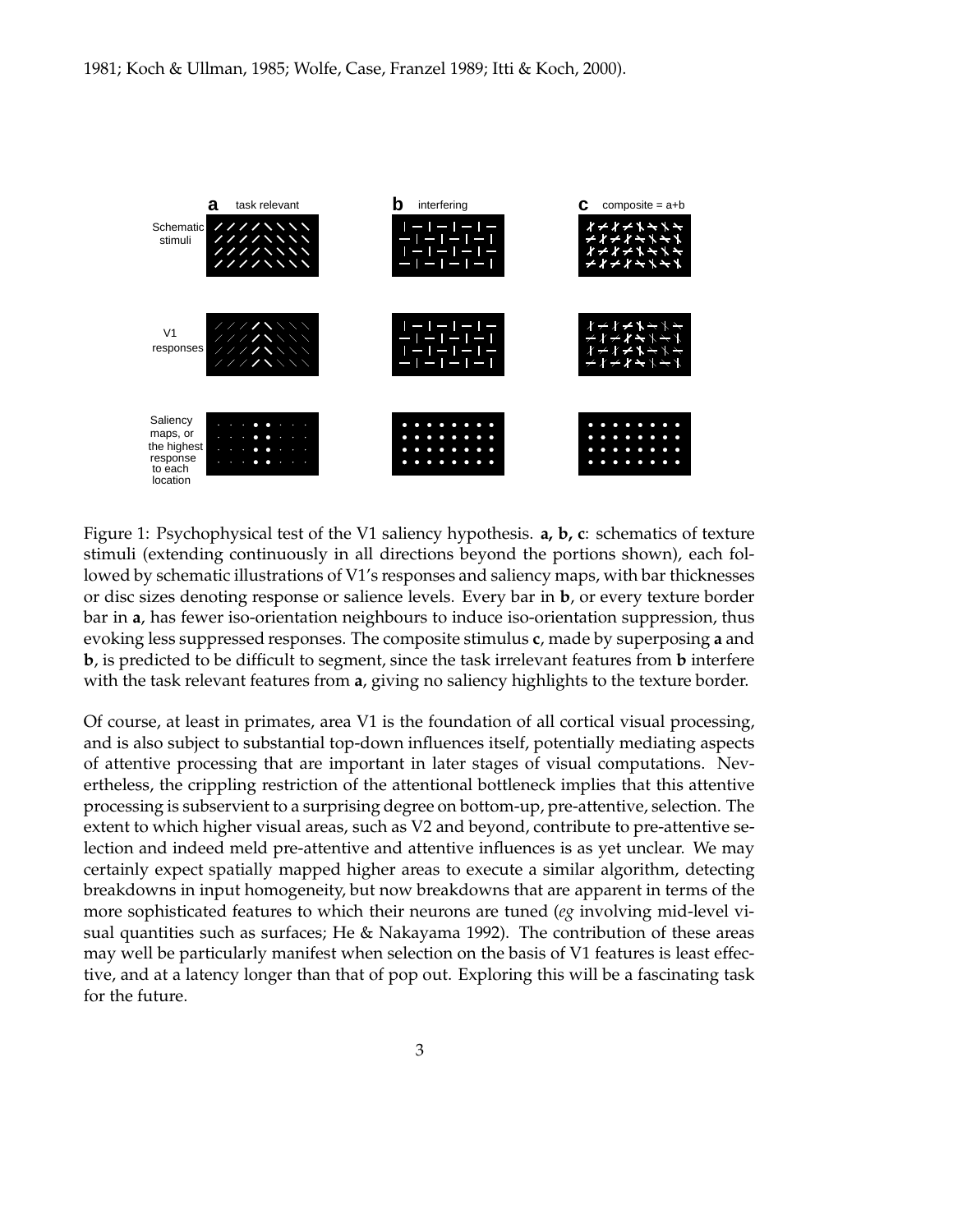1981; Koch & Ullman, 1985; Wolfe, Case, Franzel 1989; Itti & Koch, 2000).

Figure 1: Psychophysical test of the V1 saliency hypothesis. **a, b, c**: schematics of texture stimuli (extending continuously in all directions beyond the portions shown), each followed by schematic illustrations of V1's responses and saliency maps, with bar thicknesses or disc sizes denoting response or salience levels. Every bar in **b**, or every texture border bar in **a**, has fewer iso-orientation neighbours to induce iso-orientation suppression, thus evoking less suppressed responses. The composite stimulus **c**, made by superposing **a** and **b**, is predicted to be difficult to segment, since the task irrelevant features from **b** interfere with the task relevant features from **a**, giving no saliency highlights to the texture border.

Of course, at least in primates, area V1 is the foundation of all cortical visual processing, and is also subject to substantial top-down influences itself, potentially mediating aspects of attentive processing that are important in later stages of visual computations. Nevertheless, the crippling restriction of the attentional bottleneck implies that this attentive processing is subservient to a surprising degree on bottom-up, pre-attentive, selection. The extent to which higher visual areas, such as V2 and beyond, contribute to pre-attentive selection and indeed meld pre-attentive and attentive influences is as yet unclear. We may certainly expect spatially mapped higher areas to execute a similar algorithm, detecting breakdowns in input homogeneity, but now breakdowns that are apparent in terms of the more sophisticated features to which their neurons are tuned (*eg* involving mid-level visual quantities such as surfaces; He & Nakayama 1992). The contribution of these areas may well be particularly manifest when selection on the basis of V1 features is least effective, and at a latency longer than that of pop out. Exploring this will be a fascinating task for the future.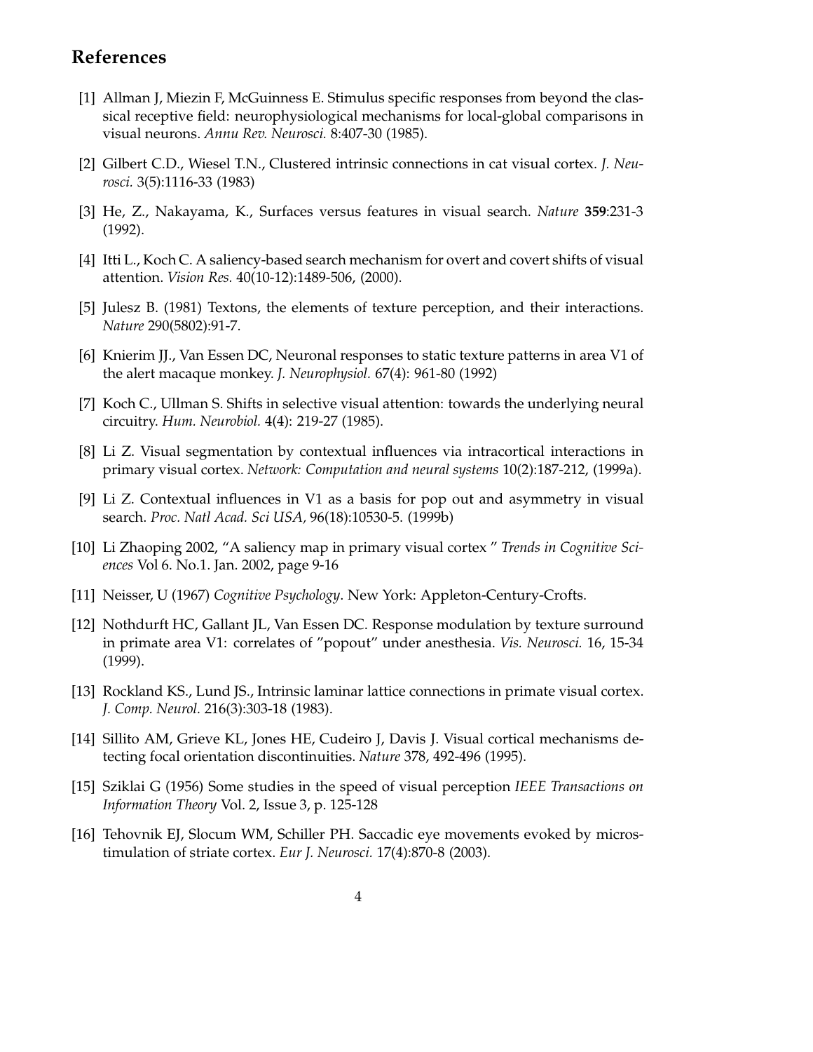## References

[1] Allman J, Miezin F, McGuinness E. Stimulus specific responses from beyond the classical receptive field: neurophysiological mechanisms for local-global comparisons in visual neurons. *Annu Rev. Neurosci.* 8:407-30 (1985).

[2] Gilbert C.D., Wiesel T.N., Clustered intrinsic connections in cat visual cortex. *J. Neurosci.* 3(5):1116-33 (1983)

[3] He, Z., Nakayama, K., Surfaces versus features in visual search. *Nature* **359**:231-3 (1992).

[4] Itti L., Koch C. A saliency-based search mechanism for overt and covert shifts of visual attention. *Vision Res.* 40(10-12):1489-506, (2000).

[5] Julesz B. (1981) Textons, the elements of texture perception, and their interactions. *Nature* 290(5802):91-7.

[6] Knierim JJ., Van Essen DC, Neuronal responses to static texture patterns in area V1 of the alert macaque monkey. *J. Neurophysiol.* 67(4): 961-80 (1992)

[7] Koch C., Ullman S. Shifts in selective visual attention: towards the underlying neural circuitry. *Hum. Neurobiol.* 4(4): 219-27 (1985).

[8] Li Z. Visual segmentation by contextual influences via intracortical interactions in primary visual cortex. *Network: Computation and neural systems* 10(2):187-212, (1999a).

[9] Li Z. Contextual influences in V1 as a basis for pop out and asymmetry in visual search. *Proc. Natl Acad. Sci USA*, 96(18):10530-5. (1999b)

[10] Li Zhaoping 2002, "A saliency map in primary visual cortex " *Trends in Cognitive Sciences* Vol 6. No.1. Jan. 2002, page 9-16

[11] Neisser, U (1967) *Cognitive Psychology*. New York: Appleton-Century-Crofts.

[12] Nothdurft HC, Gallant JL, Van Essen DC. Response modulation by texture surround in primate area V1: correlates of "popout" under anesthesia. *Vis. Neurosci.* 16, 15-34 (1999).

[13] Rockland KS., Lund JS., Intrinsic laminar lattice connections in primate visual cortex. *J. Comp. Neurol.* 216(3):303-18 (1983).

[14] Sillito AM, Grieve KL, Jones HE, Cudeiro J, Davis J. Visual cortical mechanisms detecting focal orientation discontinuities. *Nature* 378, 492-496 (1995).

[15] Sziklai G (1956) Some studies in the speed of visual perception *IEEE Transactions on Information Theory* Vol. 2, Issue 3, p. 125-128

[16] Tehovnik EJ, Slocum WM, Schiller PH. Saccadic eye movements evoked by microstimulation of striate cortex. *Eur J. Neurosci.* 17(4):870-8 (2003).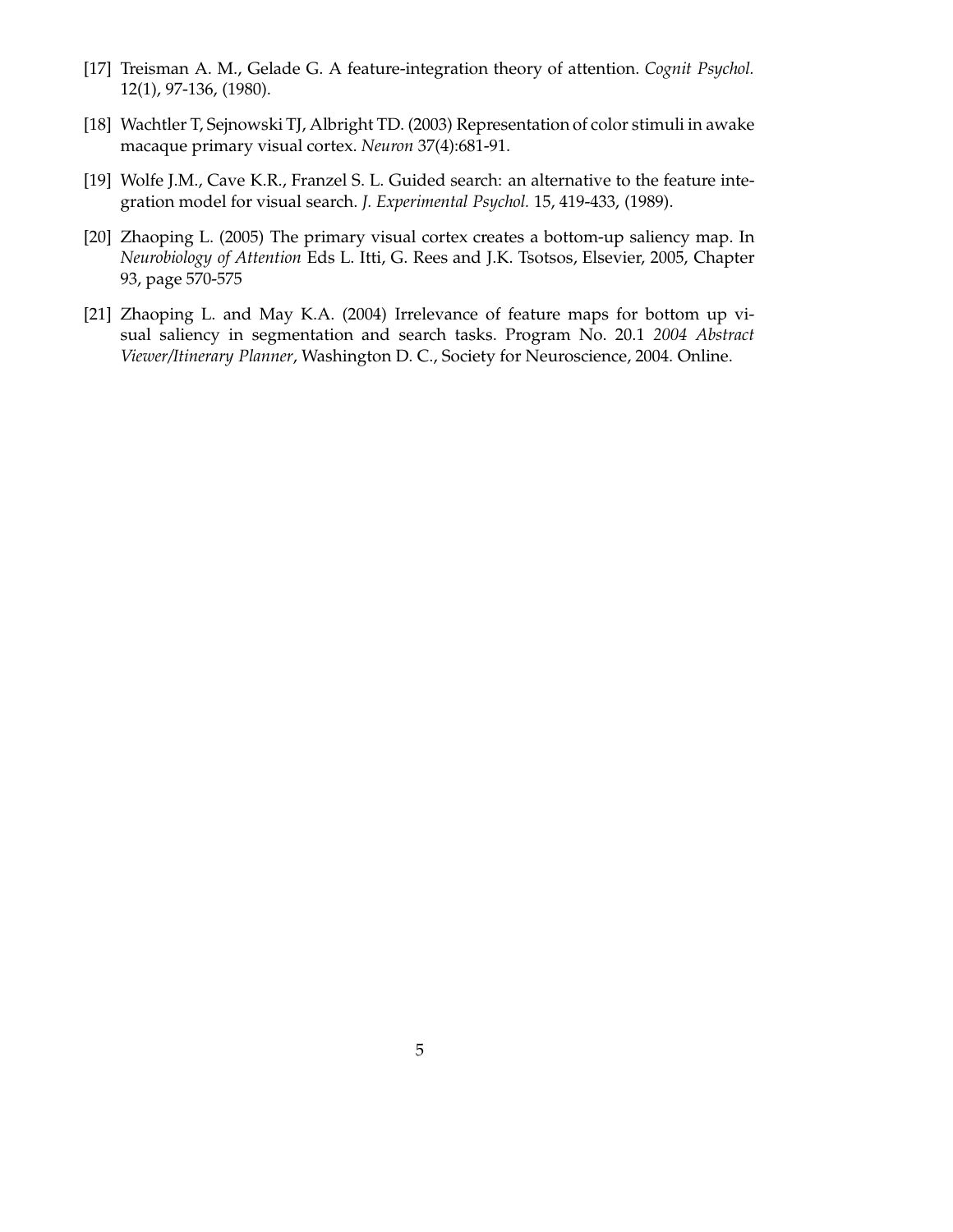[17] Treisman A. M., Gelade G. A feature-integration theory of attention. *Cognit Psychol.* 12(1), 97-136, (1980).

[18] Wachtler T, Sejnowski TJ, Albright TD. (2003) Representation of color stimuli in awake macaque primary visual cortex. *Neuron* 37(4):681-91.

[19] Wolfe J.M., Cave K.R., Franzel S. L. Guided search: an alternative to the feature integration model for visual search. *J. Experimental Psychol.* 15, 419-433, (1989).

[20] Zhaoping L. (2005) The primary visual cortex creates a bottom-up saliency map. In *Neurobiology of Attention* Eds L. Itti, G. Rees and J.K. Tsotsos, Elsevier, 2005, Chapter 93, page 570-575

[21] Zhaoping L. and May K.A. (2004) Irrelevance of feature maps for bottom up visual saliency in segmentation and search tasks. Program No. 20.1 *2004 Abstract Viewer/Itinerary Planner*, Washington D. C., Society for Neuroscience, 2004. Online.